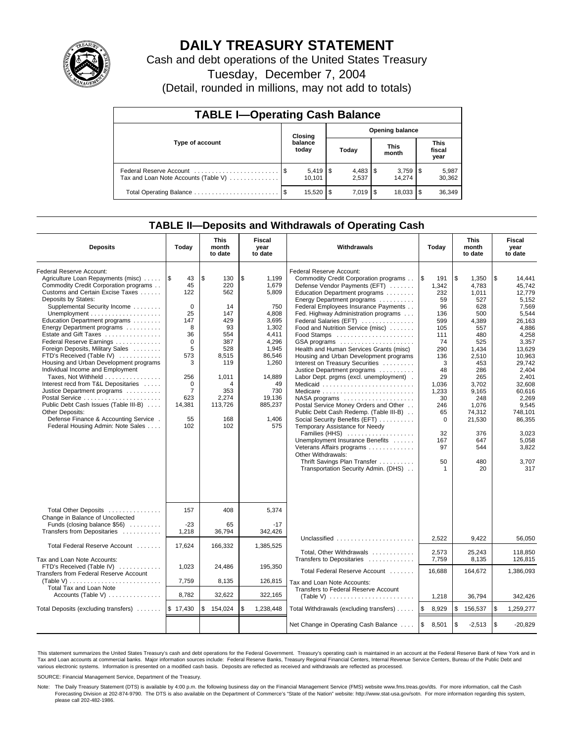# DAILY TREASURY STATEMENT

Cash and debt operations of the United States Treasury

Tuesday, December 7, 2004

(Detail, rounded in millions, may not add to totals)

## TABLE I—Operating Cash Balance

| Type of account | Closing balance today | Opening balance Today | Opening balance This month | Opening balance This fiscal year |
|---|---|---|---|---|
| Federal Reserve Account | $ 5,419 | $ 4,483 | $ 3,759 | $ 5,987 |
| Tax and Loan Note Accounts (Table V) | 10,101 | 2,537 | 14,274 | 30,362 |
| Total Operating Balance | $ 15,520 | $ 7,019 | $ 18,033 | $ 36,349 |

## TABLE II—Deposits and Withdrawals of Operating Cash

| Deposits | Today | This month to date | Fiscal year to date | Withdrawals | Today | This month to date | Fiscal year to date |
|---|---|---|---|---|---|---|---|
| Federal Reserve Account: | | | | Federal Reserve Account: | | | |
| Agriculture Loan Repayments (misc) | $ 43 | $ 130 | $ 1,199 | Commodity Credit Corporation programs | $ 191 | $ 1,350 | $ 14,441 |
| Commodity Credit Corporation programs | 45 | 220 | 1,679 | Defense Vendor Payments (EFT) | 1,342 | 4,783 | 45,742 |
| Customs and Certain Excise Taxes | 122 | 562 | 5,809 | Education Department programs | 232 | 1,011 | 12,779 |
| Deposits by States: | | | | Energy Department programs | 59 | 527 | 5,152 |
| Supplemental Security Income | 0 | 14 | 750 | Federal Employees Insurance Payments | 96 | 628 | 7,569 |
| Unemployment | 25 | 147 | 4,808 | Fed. Highway Administration programs | 136 | 500 | 5,544 |
| Education Department programs | 147 | 429 | 3,695 | Federal Salaries (EFT) | 599 | 4,389 | 26,163 |
| Energy Department programs | 8 | 93 | 1,302 | Food and Nutrition Service (misc) | 105 | 557 | 4,886 |
| Estate and Gift Taxes | 36 | 554 | 4,411 | Food Stamps | 111 | 480 | 4,258 |
| Federal Reserve Earnings | 0 | 387 | 4,296 | GSA programs | 74 | 525 | 3,357 |
| Foreign Deposits, Military Sales | 5 | 528 | 1,945 | Health and Human Services Grants (misc) | 290 | 1,434 | 13,629 |
| FTD's Received (Table IV) | 573 | 8,515 | 86,546 | Housing and Urban Development programs | 136 | 2,510 | 10,963 |
| Housing and Urban Development programs | 3 | 119 | 1,260 | Interest on Treasury Securities | 3 | 453 | 29,742 |
| Individual Income and Employment | | | | Justice Department programs | 48 | 286 | 2,404 |
| Taxes, Not Withheld | 256 | 1,011 | 14,889 | Labor Dept. prgms (excl. unemployment) | 29 | 265 | 2,401 |
| Interest recd from T&L Depositaries | 0 | 4 | 49 | Medicaid | 1,036 | 3,702 | 32,608 |
| Justice Department programs | 7 | 353 | 730 | Medicare | 1,233 | 9,165 | 60,616 |
| Postal Service | 623 | 2,274 | 19,136 | NASA programs | 30 | 248 | 2,269 |
| Public Debt Cash Issues (Table III-B) | 14,381 | 113,726 | 885,237 | Postal Service Money Orders and Other | 246 | 1,076 | 9,545 |
| Other Deposits: | | | | Public Debt Cash Redemp. (Table III-B) | 65 | 74,312 | 748,101 |
| Defense Finance & Accounting Service | 55 | 168 | 1,406 | Social Security Benefits (EFT) | 0 | 21,530 | 86,355 |
| Federal Housing Admin: Note Sales | 102 | 102 | 575 | Temporary Assistance for Needy | | | |
| | | | | Families (HHS) | 32 | 376 | 3,023 |
| | | | | Unemployment Insurance Benefits | 167 | 647 | 5,058 |
| | | | | Veterans Affairs programs | 97 | 544 | 3,822 |
| | | | | Other Withdrawals: | | | |
| | | | | Thrift Savings Plan Transfer | 50 | 480 | 3,707 |
| | | | | Transportation Security Admin. (DHS) | 1 | 20 | 317 |
| Total Other Deposits | 157 | 408 | 5,374 | | | | |
| Change in Balance of Uncollected | | | | | | | |
| Funds (closing balance $56) | -23 | 65 | -17 | | | | |
| Transfers from Depositaries | 1,218 | 36,794 | 342,426 | Unclassified | 2,522 | 9,422 | 56,050 |
| Total Federal Reserve Account | 17,624 | 166,332 | 1,385,525 | Total, Other Withdrawals | 2,573 | 25,243 | 118,850 |
| Tax and Loan Note Accounts: | | | | Transfers to Depositaries | 7,759 | 8,135 | 126,815 |
| FTD's Received (Table IV) | 1,023 | 24,486 | 195,350 | Total Federal Reserve Account | 16,688 | 164,672 | 1,386,093 |
| Transfers from Federal Reserve Account (Table V) | 7,759 | 8,135 | 126,815 | Tax and Loan Note Accounts: | | | |
| Total Tax and Loan Note Accounts (Table V) | 8,782 | 32,622 | 322,165 | Transfers to Federal Reserve Account (Table V) | 1,218 | 36,794 | 342,426 |
| Total Deposits (excluding transfers) | $ 17,430 | $ 154,024 | $ 1,238,448 | Total Withdrawals (excluding transfers) | $ 8,929 | $ 156,537 | $ 1,259,277 |
| | | | | Net Change in Operating Cash Balance | $ 8,501 | $ -2,513 | $ -20,829 |

This statement summarizes the United States Treasury's cash and debt operations for the Federal Government. Treasury's operating cash is maintained in an account at the Federal Reserve Bank of New York and in Tax and Loan accounts at commercial banks. Major information sources include: Federal Reserve Banks, Treasury Regional Financial Centers, Internal Revenue Service Centers, Bureau of the Public Debt and various electronic systems. Information is presented on a modified cash basis. Deposits are reflected as received and withdrawals are reflected as processed.

SOURCE: Financial Management Service, Department of the Treasury.

Note: The Daily Treasury Statement (DTS) is available by 4:00 p.m. the following business day on the Financial Management Service (FMS) website www.fms.treas.gov/dts. For more information, call the Cash Forecasting Division at 202-874-9790. The DTS is also available on the Department of Commerce's "State of the Nation" website: http://www.stat-usa.gov/sotn. For more information regarding this system, please call 202-482-1986.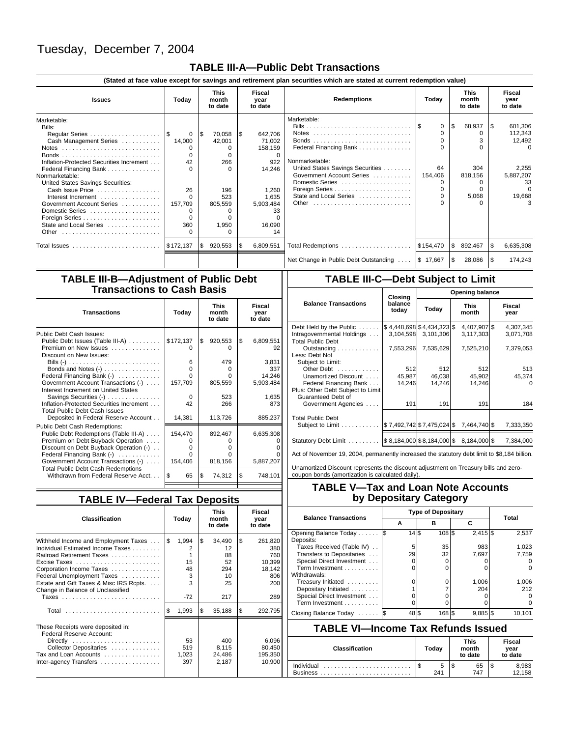Tuesday, December 7, 2004

## TABLE III-A—Public Debt Transactions

(Stated at face value except for savings and retirement plan securities which are stated at current redemption value)

| Issues | Today | This month to date | Fiscal year to date | Redemptions | Today | This month to date | Fiscal year to date |
|---|---|---|---|---|---|---|---|
| Marketable: | | | | Marketable: | | | |
| Bills: | | | | Bills | $ 0 | $ 68,937 | $ 601,306 |
| Regular Series | $ 0 | $ 70,058 | $ 642,706 | Notes | 0 | 0 | 112,343 |
| Cash Management Series | 14,000 | 42,001 | 71,002 | Bonds | 0 | 3 | 12,492 |
| Notes | 0 | 0 | 158,159 | Federal Financing Bank | 0 | 0 | 0 |
| Bonds | 0 | 0 | 0 | | | | |
| Inflation-Protected Securities Increment | 42 | 266 | 922 | Nonmarketable: | | | |
| Federal Financing Bank | 0 | 0 | 14,246 | United States Savings Securities | 64 | 304 | 2,255 |
| Nonmarketable: | | | | Government Account Series | 154,406 | 818,156 | 5,887,207 |
| United States Savings Securities: | | | | Domestic Series | 0 | 0 | 33 |
| Cash Issue Price | 26 | 196 | 1,260 | Foreign Series | 0 | 0 | 0 |
| Interest Increment | 0 | 523 | 1,635 | State and Local Series | 0 | 5,068 | 19,668 |
| Government Account Series | 157,709 | 805,559 | 5,903,484 | Other | 0 | 0 | 3 |
| Domestic Series | 0 | 0 | 33 | | | | |
| Foreign Series | 0 | 0 | 0 | | | | |
| State and Local Series | 360 | 1,950 | 16,090 | | | | |
| Other | 0 | 0 | 14 | | | | |
| Total Issues | $172,137 | $ 920,553 | $ 6,809,551 | Total Redemptions | $154,470 | $ 892,467 | $ 6,635,308 |
| | | | | Net Change in Public Debt Outstanding | $ 17,667 | $ 28,086 | $ 174,243 |

## TABLE III-B—Adjustment of Public Debt Transactions to Cash Basis

| Transactions | Today | This month to date | Fiscal year to date |
|---|---|---|---|
| Public Debt Cash Issues: | | | |
| Public Debt Issues (Table III-A) | $172,137 | $ 920,553 | $ 6,809,551 |
| Premium on New Issues | 0 | 0 | 92 |
| Discount on New Issues: | | | |
| Bills (-) | 6 | 479 | 3,831 |
| Bonds and Notes (-) | 0 | 0 | 337 |
| Federal Financing Bank (-) | 0 | 0 | 14,246 |
| Government Account Transactions (-) | 157,709 | 805,559 | 5,903,484 |
| Interest Increment on United States Savings Securities (-) | 0 | 523 | 1,635 |
| Inflation-Protected Securities Increment | 42 | 266 | 873 |
| Total Public Debt Cash Issues Deposited in Federal Reserve Account | 14,381 | 113,726 | 885,237 |
| Public Debt Cash Redemptions: | | | |
| Public Debt Redemptions (Table III-A) | 154,470 | 892,467 | 6,635,308 |
| Premium on Debt Buyback Operation | 0 | 0 | 0 |
| Discount on Debt Buyback Operation (-) | 0 | 0 | 0 |
| Federal Financing Bank (-) | 0 | 0 | 0 |
| Government Account Transactions (-) | 154,406 | 818,156 | 5,887,207 |
| Total Public Debt Cash Redemptions Withdrawn from Federal Reserve Acct. | $ 65 | $ 74,312 | $ 748,101 |

## TABLE III-C—Debt Subject to Limit

| Balance Transactions | Closing balance today | Opening balance Today | Opening balance This month | Opening balance Fiscal year |
|---|---|---|---|---|
| Debt Held by the Public | $ 4,448,698 | $ 4,434,323 | $ 4,407,907 | $ 4,307,345 |
| Intragovernmental Holdings | 3,104,598 | 3,101,306 | 3,117,303 | 3,071,708 |
| Total Public Debt Outstanding | 7,553,296 | 7,535,629 | 7,525,210 | 7,379,053 |
| Less: Debt Not Subject to Limit: | | | | |
| Other Debt | 512 | 512 | 512 | 513 |
| Unamortized Discount | 45,987 | 46,038 | 45,902 | 45,374 |
| Federal Financing Bank | 14,246 | 14,246 | 14,246 | 0 |
| Plus: Other Debt Subject to Limit Guaranteed Debt of Government Agencies | 191 | 191 | 191 | 184 |
| Total Public Debt Subject to Limit | $ 7,492,742 | $ 7,475,024 | $ 7,464,740 | $ 7,333,350 |
| Statutory Debt Limit | $ 8,184,000 | $ 8,184,000 | $ 8,184,000 | $ 7,384,000 |

Act of November 19, 2004, permanently increased the statutory debt limit to $8,184 billion.

Unamortized Discount represents the discount adjustment on Treasury bills and zero-coupon bonds (amortization is calculated daily).

## TABLE IV—Federal Tax Deposits

| Classification | Today | This month to date | Fiscal year to date |
|---|---|---|---|
| Withheld Income and Employment Taxes | $ 1,994 | $ 34,490 | $ 261,820 |
| Individual Estimated Income Taxes | 2 | 12 | 380 |
| Railroad Retirement Taxes | 1 | 88 | 760 |
| Excise Taxes | 15 | 52 | 10,399 |
| Corporation Income Taxes | 48 | 294 | 18,142 |
| Federal Unemployment Taxes | 3 | 10 | 806 |
| Estate and Gift Taxes & Misc IRS Rcpts. | 3 | 25 | 200 |
| Change in Balance of Unclassified Taxes | -72 | 217 | 289 |
| Total | $ 1,993 | $ 35,188 | $ 292,795 |
| These Receipts were deposited in: | | | |
| Federal Reserve Account: | | | |
| Directly | 53 | 400 | 6,096 |
| Collector Depositaries | 519 | 8,115 | 80,450 |
| Tax and Loan Accounts | 1,023 | 24,486 | 195,350 |
| Inter-agency Transfers | 397 | 2,187 | 10,900 |

## TABLE V—Tax and Loan Note Accounts by Depositary Category

| Balance Transactions | Type of Depositary A | B | C | Total |
|---|---|---|---|---|
| Opening Balance Today | $ 14 | $ 108 | $ 2,415 | $ 2,537 |
| Deposits: | | | | |
| Taxes Received (Table IV) | 5 | 35 | 983 | 1,023 |
| Transfers to Depositaries | 29 | 32 | 7,697 | 7,759 |
| Special Direct Investment | 0 | 0 | 0 | 0 |
| Term Investment | 0 | 0 | 0 | 0 |
| Withdrawals: | | | | |
| Treasury Initiated | 0 | 0 | 1,006 | 1,006 |
| Depositary Initiated | 1 | 7 | 204 | 212 |
| Special Direct Investment | 0 | 0 | 0 | 0 |
| Term Investment | 0 | 0 | 0 | 0 |
| Closing Balance Today | $ 48 | $ 168 | $ 9,885 | $ 10,101 |

## TABLE VI—Income Tax Refunds Issued

| Classification | Today | This month to date | Fiscal year to date |
|---|---|---|---|
| Individual | $ 5 | $ 65 | $ 8,983 |
| Business | 241 | 747 | 12,158 |